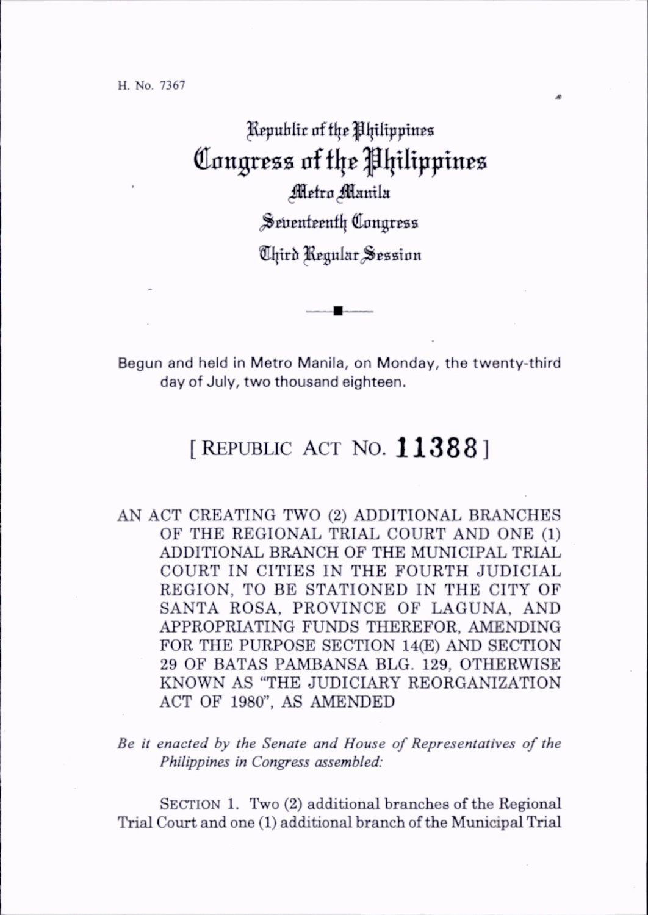H. No. 7367

# Republic of the Philippines
# Congress of the Philippines
## Metro Manila
## Seventeenth Congress
## Third Regular Session

Begun and held in Metro Manila, on Monday, the twenty-third day of July, two thousand eighteen.

# [ REPUBLIC ACT NO. 11388 ]

AN ACT CREATING TWO (2) ADDITIONAL BRANCHES OF THE REGIONAL TRIAL COURT AND ONE (1) ADDITIONAL BRANCH OF THE MUNICIPAL TRIAL COURT IN CITIES IN THE FOURTH JUDICIAL REGION, TO BE STATIONED IN THE CITY OF SANTA ROSA, PROVINCE OF LAGUNA, AND APPROPRIATING FUNDS THEREFOR, AMENDING FOR THE PURPOSE SECTION 14(E) AND SECTION 29 OF BATAS PAMBANSA BLG. 129, OTHERWISE KNOWN AS "THE JUDICIARY REORGANIZATION ACT OF 1980", AS AMENDED

*Be it enacted by the Senate and House of Representatives of the Philippines in Congress assembled:*

SECTION 1. Two (2) additional branches of the Regional Trial Court and one (1) additional branch of the Municipal Trial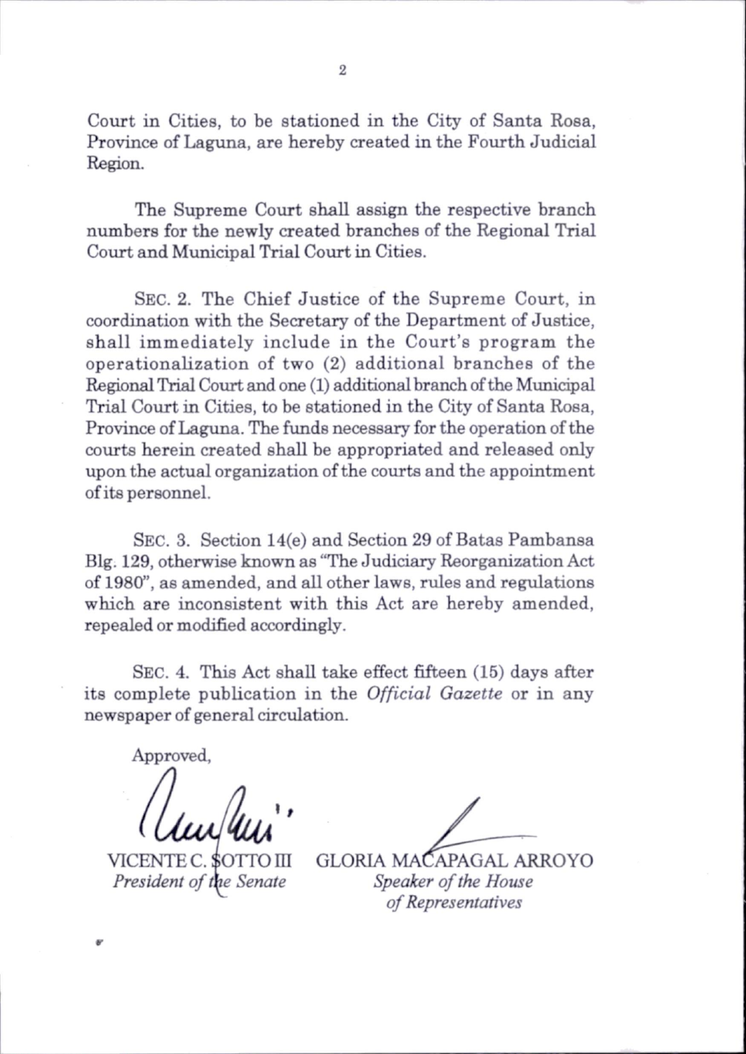Court in Cities, to be stationed in the City of Santa Rosa, Province of Laguna, are hereby created in the Fourth Judicial Region.

The Supreme Court shall assign the respective branch numbers for the newly created branches of the Regional Trial Court and Municipal Trial Court in Cities.

SEC. 2. The Chief Justice of the Supreme Court, in coordination with the Secretary of the Department of Justice, shall immediately include in the Court's program the operationalization of two (2) additional branches of the Regional Trial Court and one (1) additional branch of the Municipal Trial Court in Cities, to be stationed in the City of Santa Rosa, Province of Laguna. The funds necessary for the operation of the courts herein created shall be appropriated and released only upon the actual organization of the courts and the appointment of its personnel.

SEC. 3. Section 14(e) and Section 29 of Batas Pambansa Blg. 129, otherwise known as "The Judiciary Reorganization Act of 1980", as amended, and all other laws, rules and regulations which are inconsistent with this Act are hereby amended, repealed or modified accordingly.

SEC. 4. This Act shall take effect fifteen (15) days after its complete publication in the *Official Gazette* or in any newspaper of general circulation.

Approved,

VICENTE C. SOTTO III
*President of the Senate*

GLORIA MACAPAGAL ARROYO
*Speaker of the House of Representatives*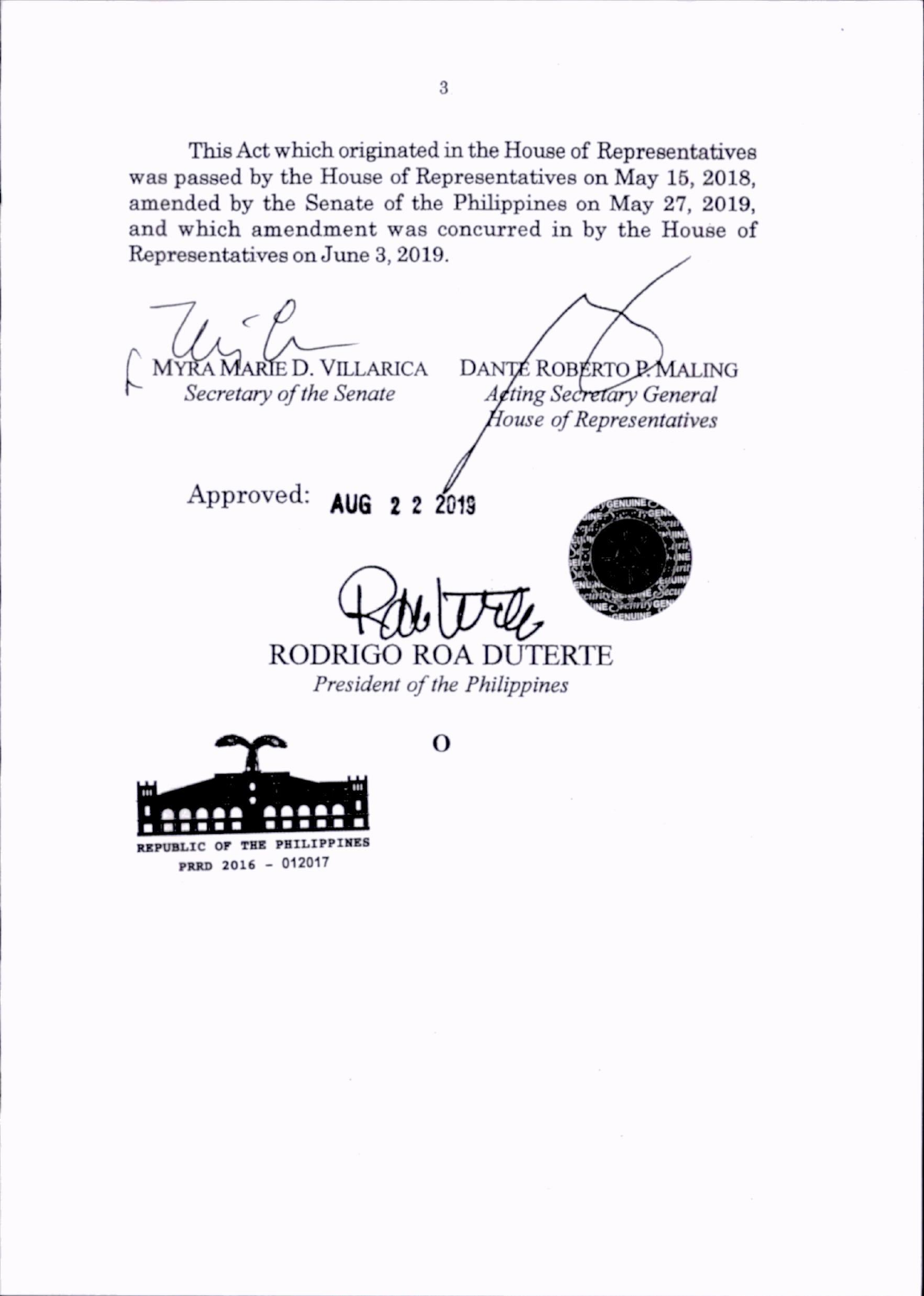This Act which originated in the House of Representatives was passed by the House of Representatives on May 15, 2018, amended by the Senate of the Philippines on May 27, 2019, and which amendment was concurred in by the House of Representatives on June 3, 2019.

MYRA MARIE D. VILLARICA
*Secretary of the Senate*

DANTE ROBERTO P. MALING
*Acting Secretary General*
*House of Representatives*

Approved: AUG 2 2 2019

RODRIGO ROA DUTERTE
*President of the Philippines*

O

REPUBLIC OF THE PHILIPPINES
PRRD 2016 - 012017